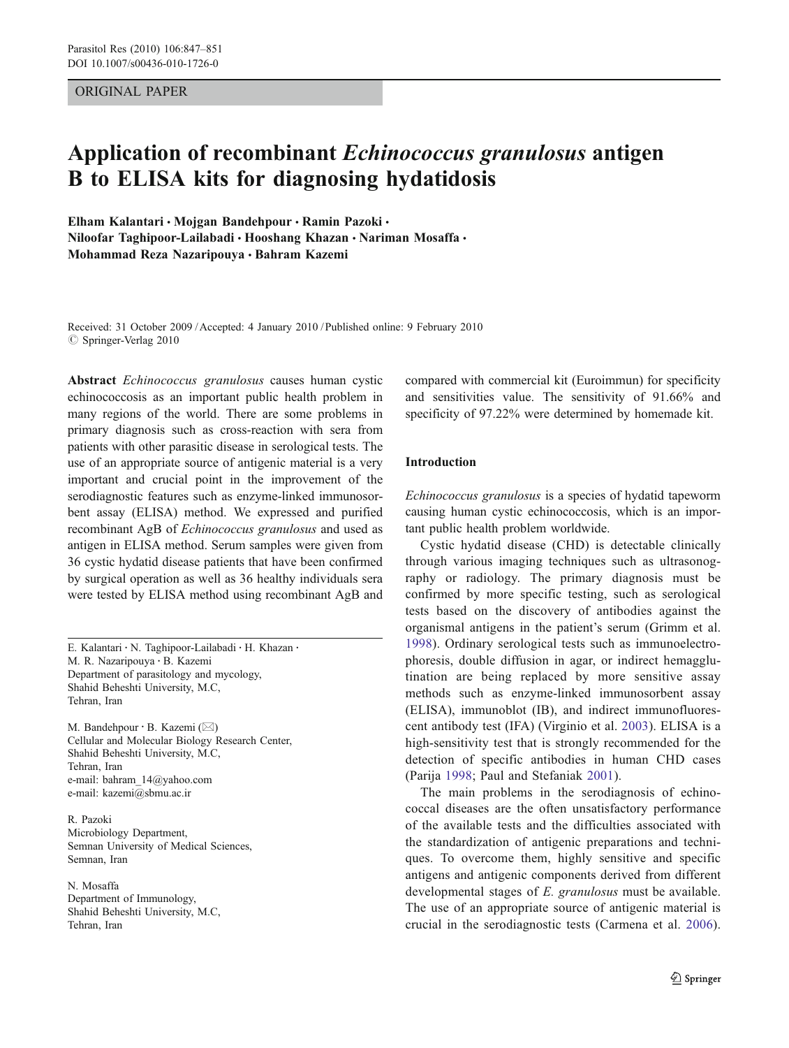ORIGINAL PAPER

# Application of recombinant *Echinococcus granulosus* antigen B to ELISA kits for diagnosing hydatidosis

**Elham Kalantari · Mojgan Bandehpour · Ramin Pazoki · Niloofar Taghipoor-Lailabadi · Hooshang Khazan · Nariman Mosaffa · Mohammad Reza Nazaripouya · Bahram Kazemi**

Received: 31 October 2009 / Accepted: 4 January 2010 / Published online: 9 February 2010
© Springer-Verlag 2010

**Abstract** *Echinococcus granulosus* causes human cystic echinococcosis as an important public health problem in many regions of the world. There are some problems in primary diagnosis such as cross-reaction with sera from patients with other parasitic disease in serological tests. The use of an appropriate source of antigenic material is a very important and crucial point in the improvement of the serodiagnostic features such as enzyme-linked immunosorbent assay (ELISA) method. We expressed and purified recombinant AgB of *Echinococcus granulosus* and used as antigen in ELISA method. Serum samples were given from 36 cystic hydatid disease patients that have been confirmed by surgical operation as well as 36 healthy individuals sera were tested by ELISA method using recombinant AgB and compared with commercial kit (Euroimmun) for specificity and sensitivities value. The sensitivity of 91.66% and specificity of 97.22% were determined by homemade kit.

E. Kalantari · N. Taghipoor-Lailabadi · H. Khazan · M. R. Nazaripouya · B. Kazemi
Department of parasitology and mycology, Shahid Beheshti University, M.C, Tehran, Iran

M. Bandehpour · B. Kazemi (✉)
Cellular and Molecular Biology Research Center, Shahid Beheshti University, M.C, Tehran, Iran
e-mail: bahram_14@yahoo.com
e-mail: kazemi@sbmu.ac.ir

R. Pazoki
Microbiology Department, Semnan University of Medical Sciences, Semnan, Iran

N. Mosaffa
Department of Immunology, Shahid Beheshti University, M.C, Tehran, Iran

## Introduction

*Echinococcus granulosus* is a species of hydatid tapeworm causing human cystic echinococcosis, which is an important public health problem worldwide.

Cystic hydatid disease (CHD) is detectable clinically through various imaging techniques such as ultrasonography or radiology. The primary diagnosis must be confirmed by more specific testing, such as serological tests based on the discovery of antibodies against the organismal antigens in the patient's serum (Grimm et al. 1998). Ordinary serological tests such as immunoelectrophoresis, double diffusion in agar, or indirect hemagglutination are being replaced by more sensitive assay methods such as enzyme-linked immunosorbent assay (ELISA), immunoblot (IB), and indirect immunofluorescent antibody test (IFA) (Virginio et al. 2003). ELISA is a high-sensitivity test that is strongly recommended for the detection of specific antibodies in human CHD cases (Parija 1998; Paul and Stefaniak 2001).

The main problems in the serodiagnosis of echinococcal diseases are the often unsatisfactory performance of the available tests and the difficulties associated with the standardization of antigenic preparations and techniques. To overcome them, highly sensitive and specific antigens and antigenic components derived from different developmental stages of *E. granulosus* must be available. The use of an appropriate source of antigenic material is crucial in the serodiagnostic tests (Carmena et al. 2006).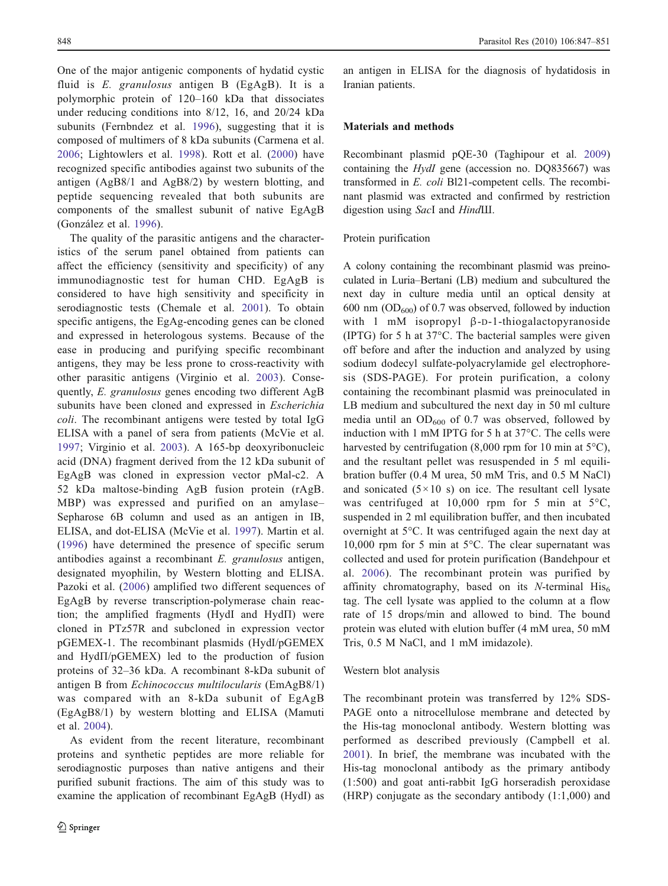One of the major antigenic components of hydatid cystic fluid is *E. granulosus* antigen B (EgAgB). It is a polymorphic protein of 120–160 kDa that dissociates under reducing conditions into 8/12, 16, and 20/24 kDa subunits (Fernbndez et al. 1996), suggesting that it is composed of multimers of 8 kDa subunits (Carmena et al. 2006; Lightowlers et al. 1998). Rott et al. (2000) have recognized specific antibodies against two subunits of the antigen (AgB8/1 and AgB8/2) by western blotting, and peptide sequencing revealed that both subunits are components of the smallest subunit of native EgAgB (González et al. 1996).

The quality of the parasitic antigens and the characteristics of the serum panel obtained from patients can affect the efficiency (sensitivity and specificity) of any immunodiagnostic test for human CHD. EgAgB is considered to have high sensitivity and specificity in serodiagnostic tests (Chemale et al. 2001). To obtain specific antigens, the EgAg-encoding genes can be cloned and expressed in heterologous systems. Because of the ease in producing and purifying specific recombinant antigens, they may be less prone to cross-reactivity with other parasitic antigens (Virginio et al. 2003). Consequently, *E. granulosus* genes encoding two different AgB subunits have been cloned and expressed in *Escherichia coli*. The recombinant antigens were tested by total IgG ELISA with a panel of sera from patients (McVie et al. 1997; Virginio et al. 2003). A 165-bp deoxyribonucleic acid (DNA) fragment derived from the 12 kDa subunit of EgAgB was cloned in expression vector pMal-c2. A 52 kDa maltose-binding AgB fusion protein (rAgB. MBP) was expressed and purified on an amylase–Sepharose 6B column and used as an antigen in IB, ELISA, and dot-ELISA (McVie et al. 1997). Martin et al. (1996) have determined the presence of specific serum antibodies against a recombinant *E. granulosus* antigen, designated myophilin, by Western blotting and ELISA. Pazoki et al. (2006) amplified two different sequences of EgAgB by reverse transcription-polymerase chain reaction; the amplified fragments (HydI and HydΠ) were cloned in PTz57R and subcloned in expression vector pGEMEX-1. The recombinant plasmids (HydI/pGEMEX and HydΠ/pGEMEX) led to the production of fusion proteins of 32–36 kDa. A recombinant 8-kDa subunit of antigen B from *Echinococcus multilocularis* (EmAgB8/1) was compared with an 8-kDa subunit of EgAgB (EgAgB8/1) by western blotting and ELISA (Mamuti et al. 2004).

As evident from the recent literature, recombinant proteins and synthetic peptides are more reliable for serodiagnostic purposes than native antigens and their purified subunit fractions. The aim of this study was to examine the application of recombinant EgAgB (HydI) as an antigen in ELISA for the diagnosis of hydatidosis in Iranian patients.

## Materials and methods

Recombinant plasmid pQE-30 (Taghipour et al. 2009) containing the *HydI* gene (accession no. DQ835667) was transformed in *E. coli* Bl21-competent cells. The recombinant plasmid was extracted and confirmed by restriction digestion using *Sac*I and *Hind*III.

### Protein purification

A colony containing the recombinant plasmid was preinoculated in Luria–Bertani (LB) medium and subcultured the next day in culture media until an optical density at 600 nm ($OD_{600}$) of 0.7 was observed, followed by induction with 1 mM isopropyl β-D-1-thiogalactopyranoside (IPTG) for 5 h at 37°C. The bacterial samples were given off before and after the induction and analyzed by using sodium dodecyl sulfate-polyacrylamide gel electrophoresis (SDS-PAGE). For protein purification, a colony containing the recombinant plasmid was preinoculated in LB medium and subcultured the next day in 50 ml culture media until an $OD_{600}$ of 0.7 was observed, followed by induction with 1 mM IPTG for 5 h at 37°C. The cells were harvested by centrifugation (8,000 rpm for 10 min at 5°C), and the resultant pellet was resuspended in 5 ml equilibration buffer (0.4 M urea, 50 mM Tris, and 0.5 M NaCl) and sonicated (5×10 s) on ice. The resultant cell lysate was centrifuged at 10,000 rpm for 5 min at 5°C, suspended in 2 ml equilibration buffer, and then incubated overnight at 5°C. It was centrifuged again the next day at 10,000 rpm for 5 min at 5°C. The clear supernatant was collected and used for protein purification (Bandehpour et al. 2006). The recombinant protein was purified by affinity chromatography, based on its *N*-terminal $His_6$ tag. The cell lysate was applied to the column at a flow rate of 15 drops/min and allowed to bind. The bound protein was eluted with elution buffer (4 mM urea, 50 mM Tris, 0.5 M NaCl, and 1 mM imidazole).

### Western blot analysis

The recombinant protein was transferred by 12% SDS-PAGE onto a nitrocellulose membrane and detected by the His-tag monoclonal antibody. Western blotting was performed as described previously (Campbell et al. 2001). In brief, the membrane was incubated with the His-tag monoclonal antibody as the primary antibody (1:500) and goat anti-rabbit IgG horseradish peroxidase (HRP) conjugate as the secondary antibody (1:1,000) and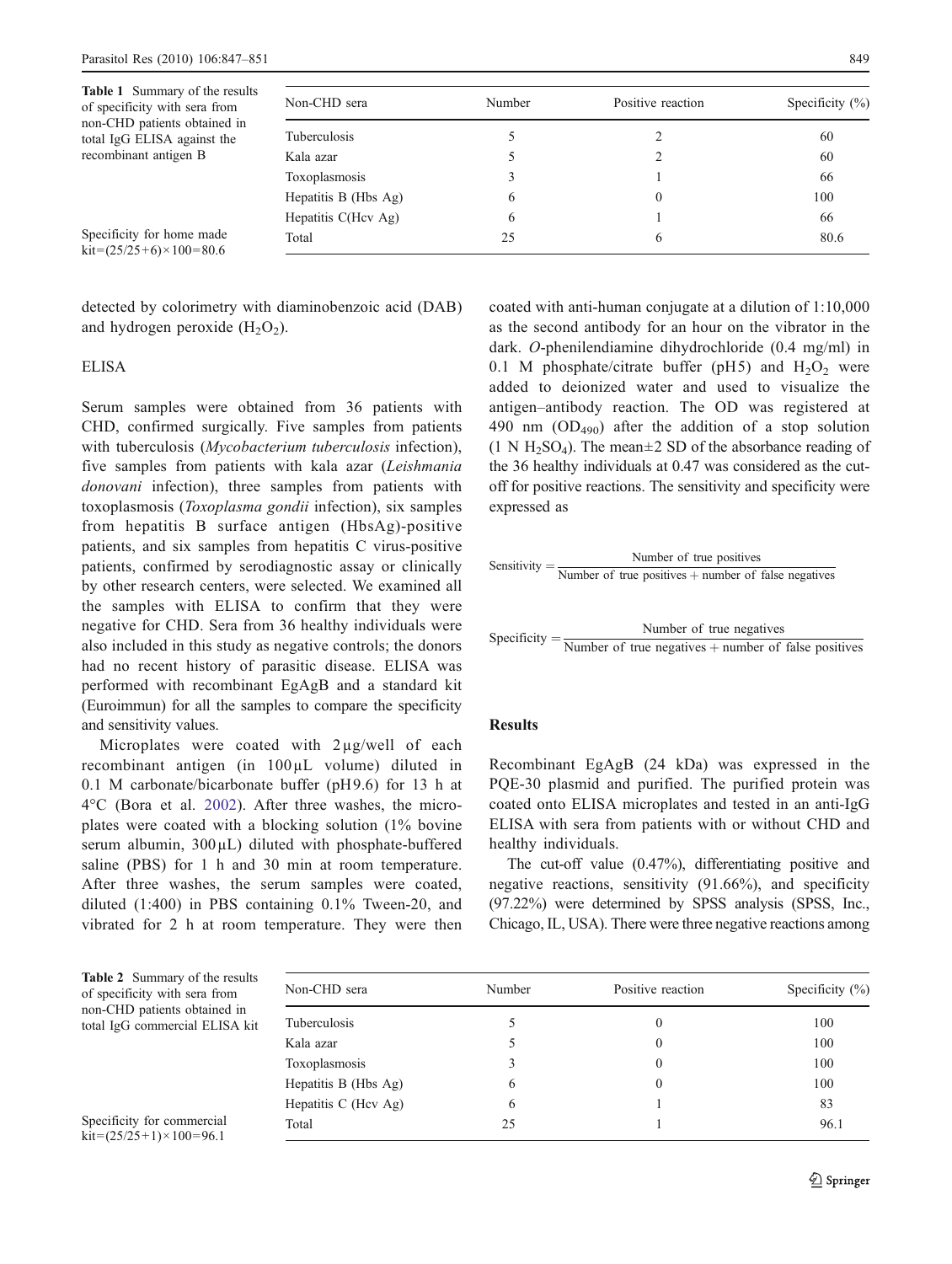Table 1 Summary of the results of specificity with sera from non-CHD patients obtained in total IgG ELISA against the recombinant antigen B

| Non-CHD sera | Number | Positive reaction | Specificity (%) |
|---|---|---|---|
| Tuberculosis | 5 | 2 | 60 |
| Kala azar | 5 | 2 | 60 |
| Toxoplasmosis | 3 | 1 | 66 |
| Hepatitis B (Hbs Ag) | 6 | 0 | 100 |
| Hepatitis C(Hcv Ag) | 6 | 1 | 66 |
| Total | 25 | 6 | 80.6 |

Specificity for home made kit=(25/25+6)×100=80.6

detected by colorimetry with diaminobenzoic acid (DAB) and hydrogen peroxide ($H_2O_2$).

## ELISA

Serum samples were obtained from 36 patients with CHD, confirmed surgically. Five samples from patients with tuberculosis (*Mycobacterium tuberculosis* infection), five samples from patients with kala azar (*Leishmania donovani* infection), three samples from patients with toxoplasmosis (*Toxoplasma gondii* infection), six samples from hepatitis B surface antigen (HbsAg)-positive patients, and six samples from hepatitis C virus-positive patients, confirmed by serodiagnostic assay or clinically by other research centers, were selected. We examined all the samples with ELISA to confirm that they were negative for CHD. Sera from 36 healthy individuals were also included in this study as negative controls; the donors had no recent history of parasitic disease. ELISA was performed with recombinant EgAgB and a standard kit (Euroimmun) for all the samples to compare the specificity and sensitivity values.

Microplates were coated with 2 µg/well of each recombinant antigen (in 100 µL volume) diluted in 0.1 M carbonate/bicarbonate buffer (pH 9.6) for 13 h at 4°C (Bora et al. 2002). After three washes, the microplates were coated with a blocking solution (1% bovine serum albumin, 300 µL) diluted with phosphate-buffered saline (PBS) for 1 h and 30 min at room temperature. After three washes, the serum samples were coated, diluted (1:400) in PBS containing 0.1% Tween-20, and vibrated for 2 h at room temperature. They were then coated with anti-human conjugate at a dilution of 1:10,000 as the second antibody for an hour on the vibrator in the dark. *O*-phenilendiamine dihydrochloride (0.4 mg/ml) in 0.1 M phosphate/citrate buffer (pH5) and $H_2O_2$ were added to deionized water and used to visualize the antigen–antibody reaction. The OD was registered at 490 nm ($OD_{490}$) after the addition of a stop solution (1 N $H_2SO_4$). The mean±2 SD of the absorbance reading of the 36 healthy individuals at 0.47 was considered as the cut-off for positive reactions. The sensitivity and specificity were expressed as

$$\text{Sensitivity} = \frac{\text{Number of true positives}}{\text{Number of true positives} + \text{number of false negatives}}$$

$$\text{Specificity} = \frac{\text{Number of true negatives}}{\text{Number of true negatives} + \text{number of false positives}}$$

## Results

Recombinant EgAgB (24 kDa) was expressed in the PQE-30 plasmid and purified. The purified protein was coated onto ELISA microplates and tested in an anti-IgG ELISA with sera from patients with or without CHD and healthy individuals.

The cut-off value (0.47%), differentiating positive and negative reactions, sensitivity (91.66%), and specificity (97.22%) were determined by SPSS analysis (SPSS, Inc., Chicago, IL, USA). There were three negative reactions among

Table 2 Summary of the results of specificity with sera from non-CHD patients obtained in total IgG commercial ELISA kit

| Non-CHD sera | Number | Positive reaction | Specificity (%) |
|---|---|---|---|
| Tuberculosis | 5 | 0 | 100 |
| Kala azar | 5 | 0 | 100 |
| Toxoplasmosis | 3 | 0 | 100 |
| Hepatitis B (Hbs Ag) | 6 | 0 | 100 |
| Hepatitis C (Hcv Ag) | 6 | 1 | 83 |
| Total | 25 | 1 | 96.1 |

Specificity for commercial kit=(25/25+1)×100=96.1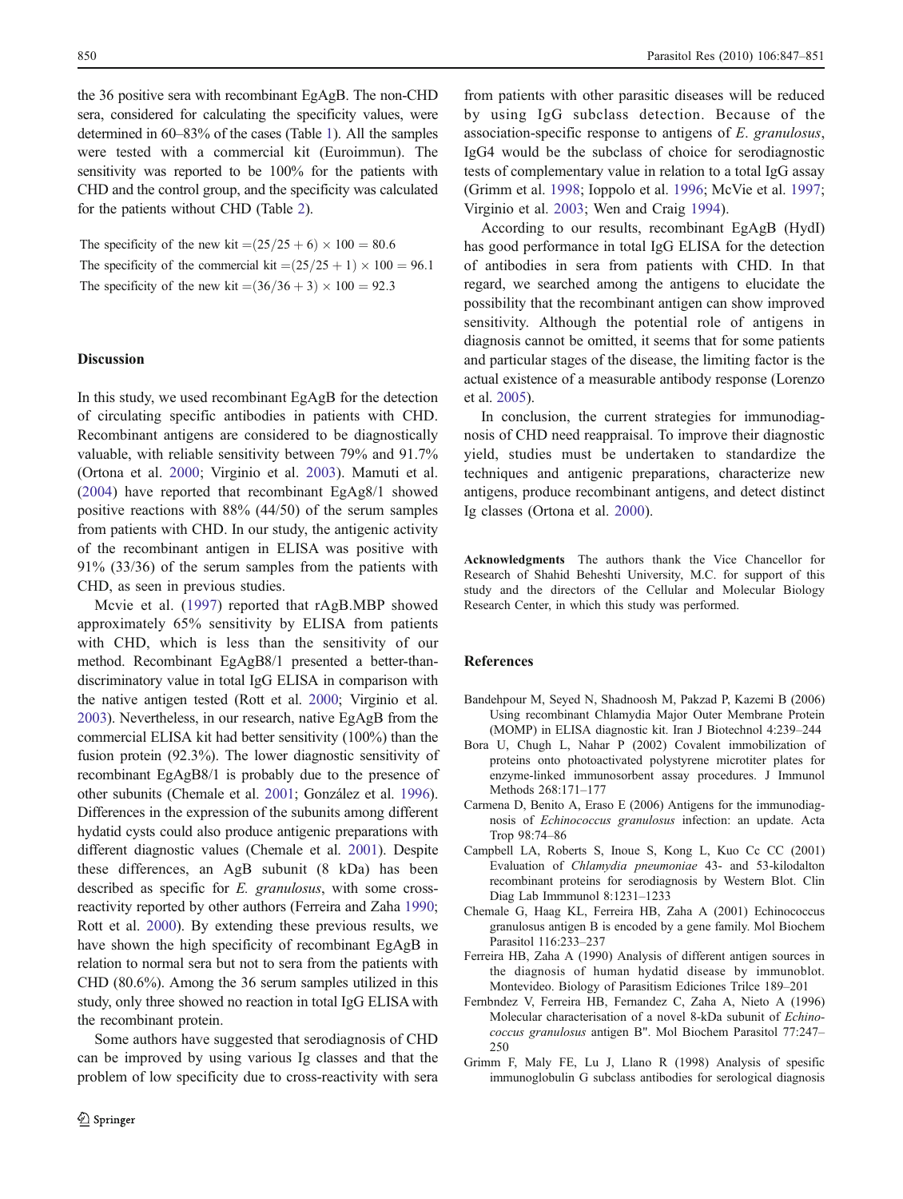the 36 positive sera with recombinant EgAgB. The non-CHD sera, considered for calculating the specificity values, were determined in 60–83% of the cases (Table 1). All the samples were tested with a commercial kit (Euroimmun). The sensitivity was reported to be 100% for the patients with CHD and the control group, and the specificity was calculated for the patients without CHD (Table 2).

$$\text{The specificity of the new kit} = (25/25+6) \times 100 = 80.6$$

$$\text{The specificity of the commercial kit} = (25/25+1) \times 100 = 96.1$$

$$\text{The specificity of the new kit} = (36/36+3) \times 100 = 92.3$$

## Discussion

In this study, we used recombinant EgAgB for the detection of circulating specific antibodies in patients with CHD. Recombinant antigens are considered to be diagnostically valuable, with reliable sensitivity between 79% and 91.7% (Ortona et al. 2000; Virginio et al. 2003). Mamuti et al. (2004) have reported that recombinant EgAg8/1 showed positive reactions with 88% (44/50) of the serum samples from patients with CHD. In our study, the antigenic activity of the recombinant antigen in ELISA was positive with 91% (33/36) of the serum samples from the patients with CHD, as seen in previous studies.

Mcvie et al. (1997) reported that rAgB.MBP showed approximately 65% sensitivity by ELISA from patients with CHD, which is less than the sensitivity of our method. Recombinant EgAgB8/1 presented a better-than-discriminatory value in total IgG ELISA in comparison with the native antigen tested (Rott et al. 2000; Virginio et al. 2003). Nevertheless, in our research, native EgAgB from the commercial ELISA kit had better sensitivity (100%) than the fusion protein (92.3%). The lower diagnostic sensitivity of recombinant EgAgB8/1 is probably due to the presence of other subunits (Chemale et al. 2001; González et al. 1996). Differences in the expression of the subunits among different hydatid cysts could also produce antigenic preparations with different diagnostic values (Chemale et al. 2001). Despite these differences, an AgB subunit (8 kDa) has been described as specific for *E. granulosus*, with some cross-reactivity reported by other authors (Ferreira and Zaha 1990; Rott et al. 2000). By extending these previous results, we have shown the high specificity of recombinant EgAgB in relation to normal sera but not to sera from the patients with CHD (80.6%). Among the 36 serum samples utilized in this study, only three showed no reaction in total IgG ELISA with the recombinant protein.

Some authors have suggested that serodiagnosis of CHD can be improved by using various Ig classes and that the problem of low specificity due to cross-reactivity with sera from patients with other parasitic diseases will be reduced by using IgG subclass detection. Because of the association-specific response to antigens of *E. granulosus*, IgG4 would be the subclass of choice for serodiagnostic tests of complementary value in relation to a total IgG assay (Grimm et al. 1998; Ioppolo et al. 1996; McVie et al. 1997; Virginio et al. 2003; Wen and Craig 1994).

According to our results, recombinant EgAgB (HydI) has good performance in total IgG ELISA for the detection of antibodies in sera from patients with CHD. In that regard, we searched among the antigens to elucidate the possibility that the recombinant antigen can show improved sensitivity. Although the potential role of antigens in diagnosis cannot be omitted, it seems that for some patients and particular stages of the disease, the limiting factor is the actual existence of a measurable antibody response (Lorenzo et al. 2005).

In conclusion, the current strategies for immunodiagnosis of CHD need reappraisal. To improve their diagnostic yield, studies must be undertaken to standardize the techniques and antigenic preparations, characterize new antigens, produce recombinant antigens, and detect distinct Ig classes (Ortona et al. 2000).

**Acknowledgments** The authors thank the Vice Chancellor for Research of Shahid Beheshti University, M.C. for support of this study and the directors of the Cellular and Molecular Biology Research Center, in which this study was performed.

## References

Bandehpour M, Seyed N, Shadnoosh M, Pakzad P, Kazemi B (2006) Using recombinant Chlamydia Major Outer Membrane Protein (MOMP) in ELISA diagnostic kit. Iran J Biotechnol 4:239–244

Bora U, Chugh L, Nahar P (2002) Covalent immobilization of proteins onto photoactivated polystyrene microtiter plates for enzyme-linked immunosorbent assay procedures. J Immunol Methods 268:171–177

Carmena D, Benito A, Eraso E (2006) Antigens for the immunodiagnosis of *Echinococcus granulosus* infection: an update. Acta Trop 98:74–86

Campbell LA, Roberts S, Inoue S, Kong L, Kuo Cc CC (2001) Evaluation of *Chlamydia pneumoniae* 43- and 53-kilodalton recombinant proteins for serodiagnosis by Western Blot. Clin Diag Lab Immmunol 8:1231–1233

Chemale G, Haag KL, Ferreira HB, Zaha A (2001) Echinococcus granulosus antigen B is encoded by a gene family. Mol Biochem Parasitol 116:233–237

Ferreira HB, Zaha A (1990) Analysis of different antigen sources in the diagnosis of human hydatid disease by immunoblot. Montevideo. Biology of Parasitism Ediciones Trilce 189–201

Fernbndez V, Ferreira HB, Fernandez C, Zaha A, Nieto A (1996) Molecular characterisation of a novel 8-kDa subunit of *Echinococcus granulosus* antigen B". Mol Biochem Parasitol 77:247–250

Grimm F, Maly FE, Lu J, Llano R (1998) Analysis of spesific immunoglobulin G subclass antibodies for serological diagnosis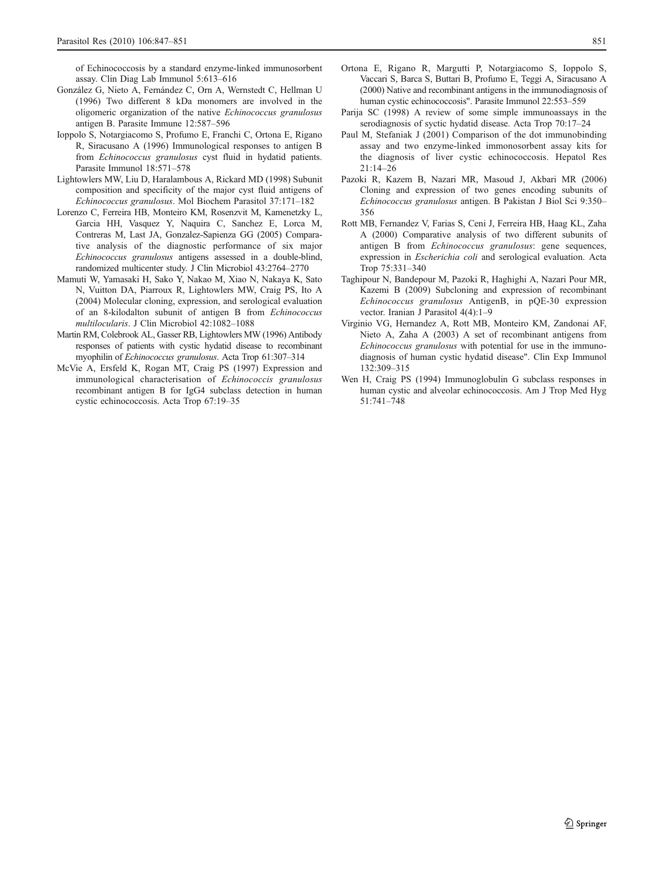of Echinococcosis by a standard enzyme-linked immunosorbent assay. Clin Diag Lab Immunol 5:613–616

González G, Nieto A, Fernández C, Orn A, Wernstedt C, Hellman U (1996) Two different 8 kDa monomers are involved in the oligomeric organization of the native *Echinococcus granulosus* antigen B. Parasite Immune 12:587–596

Ioppolo S, Notargiacomo S, Profumo E, Franchi C, Ortona E, Rigano R, Siracusano A (1996) Immunological responses to antigen B from *Echinococcus granulosus* cyst fluid in hydatid patients. Parasite Immunol 18:571–578

Lightowlers MW, Liu D, Haralambous A, Rickard MD (1998) Subunit composition and specificity of the major cyst fluid antigens of *Echinococcus granulosus*. Mol Biochem Parasitol 37:171–182

Lorenzo C, Ferreira HB, Monteiro KM, Rosenzvit M, Kamenetzky L, Garcia HH, Vasquez Y, Naquira C, Sanchez E, Lorca M, Contreras M, Last JA, Gonzalez-Sapienza GG (2005) Comparative analysis of the diagnostic performance of six major *Echinococcus granulosus* antigens assessed in a double-blind, randomized multicenter study. J Clin Microbiol 43:2764–2770

Mamuti W, Yamasaki H, Sako Y, Nakao M, Xiao N, Nakaya K, Sato N, Vuitton DA, Piarroux R, Lightowlers MW, Craig PS, Ito A (2004) Molecular cloning, expression, and serological evaluation of an 8-kilodalton subunit of antigen B from *Echinococcus multilocularis*. J Clin Microbiol 42:1082–1088

Martin RM, Colebrook AL, Gasser RB, Lightowlers MW (1996) Antibody responses of patients with cystic hydatid disease to recombinant myophilin of *Echinococcus granulosus*. Acta Trop 61:307–314

McVie A, Ersfeld K, Rogan MT, Craig PS (1997) Expression and immunological characterisation of *Echinococcis granulosus* recombinant antigen B for IgG4 subclass detection in human cystic echinococcosis. Acta Trop 67:19–35

Ortona E, Rigano R, Margutti P, Notargiacomo S, Ioppolo S, Vaccari S, Barca S, Buttari B, Profumo E, Teggi A, Siracusano A (2000) Native and recombinant antigens in the immunodiagnosis of human cystic echinococcosis". Parasite Immunol 22:553–559

Parija SC (1998) A review of some simple immunoassays in the serodiagnosis of syctic hydatid disease. Acta Trop 70:17–24

Paul M, Stefaniak J (2001) Comparison of the dot immunobinding assay and two enzyme-linked immonosorbent assay kits for the diagnosis of liver cystic echinococcosis. Hepatol Res 21:14–26

Pazoki R, Kazem B, Nazari MR, Masoud J, Akbari MR (2006) Cloning and expression of two genes encoding subunits of *Echinococcus granulosus* antigen. B Pakistan J Biol Sci 9:350–356

Rott MB, Fernandez V, Farias S, Ceni J, Ferreira HB, Haag KL, Zaha A (2000) Comparative analysis of two different subunits of antigen B from *Echinococcus granulosus*: gene sequences, expression in *Escherichia coli* and serological evaluation. Acta Trop 75:331–340

Taghipour N, Bandepour M, Pazoki R, Haghighi A, Nazari Pour MR, Kazemi B (2009) Subcloning and expression of recombinant *Echinococcus granulosus* AntigenB, in pQE-30 expression vector. Iranian J Parasitol 4(4):1–9

Virginio VG, Hernandez A, Rott MB, Monteiro KM, Zandonai AF, Nieto A, Zaha A (2003) A set of recombinant antigens from *Echinococcus granulosus* with potential for use in the immunodiagnosis of human cystic hydatid disease". Clin Exp Immunol 132:309–315

Wen H, Craig PS (1994) Immunoglobulin G subclass responses in human cystic and alveolar echinococcosis. Am J Trop Med Hyg 51:741–748